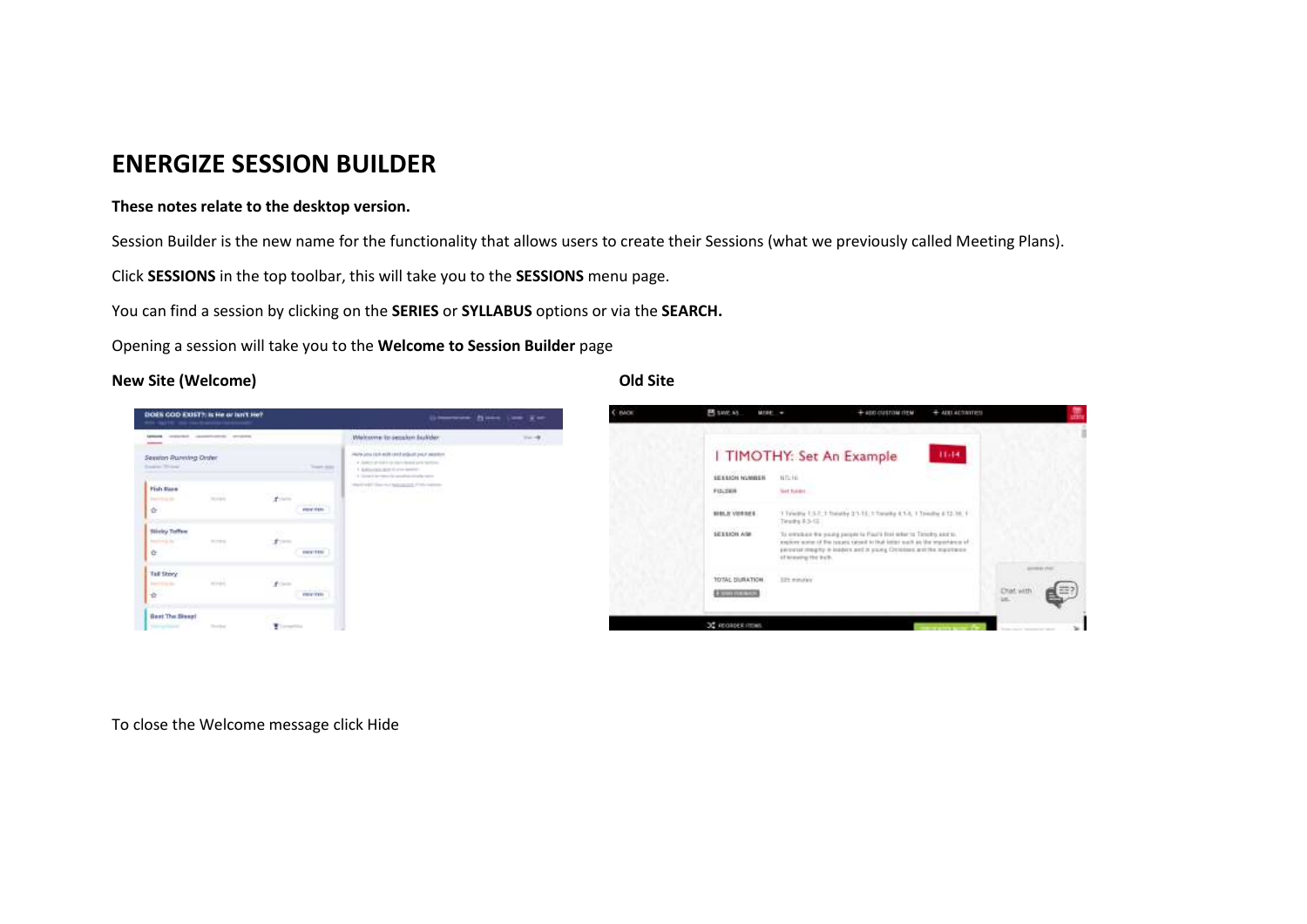# ENERGIZE SESSION BUILDER

**These notes relate to the desktop version.**

Session Builder is the new name for the functionality that allows users to create their Sessions (what we previously called Meeting Plans).

Click **SESSIONS** in the top toolbar, this will take you to the **SESSIONS** menu page.

You can find a session by clicking on the **SERIES** or **SYLLABUS** options or via the **SEARCH.**

Opening a session will take you to the **Welcome to Session Builder** page

**New Site (Welcome)**

**Old Site**

To close the Welcome message click Hide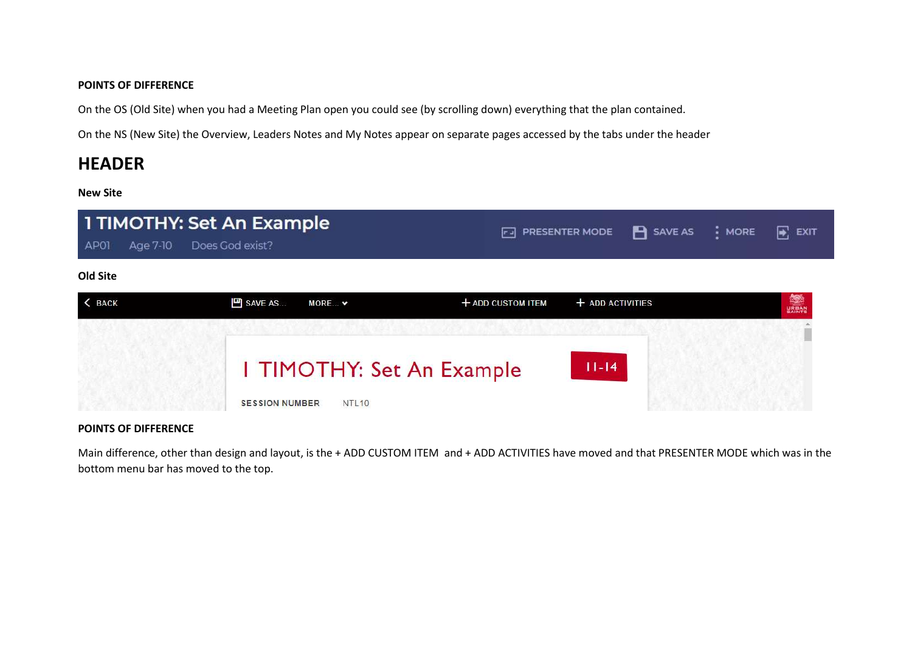**POINTS OF DIFFERENCE**

On the OS (Old Site) when you had a Meeting Plan open you could see (by scrolling down) everything that the plan contained.

On the NS (New Site) the Overview, Leaders Notes and My Notes appear on separate pages accessed by the tabs under the header

## HEADER

**New Site**

1 TIMOTHY: Set An Example

AP01 Age 7-10 Does God exist?

PRESENTER MODE SAVE AS MORE EXIT

**Old Site**

BACK SAVE AS... MORE... + ADD CUSTOM ITEM + ADD ACTIVITIES

1 TIMOTHY: Set An Example 11-14

SESSION NUMBER NTL10

**POINTS OF DIFFERENCE**

Main difference, other than design and layout, is the + ADD CUSTOM ITEM and + ADD ACTIVITIES have moved and that PRESENTER MODE which was in the bottom menu bar has moved to the top.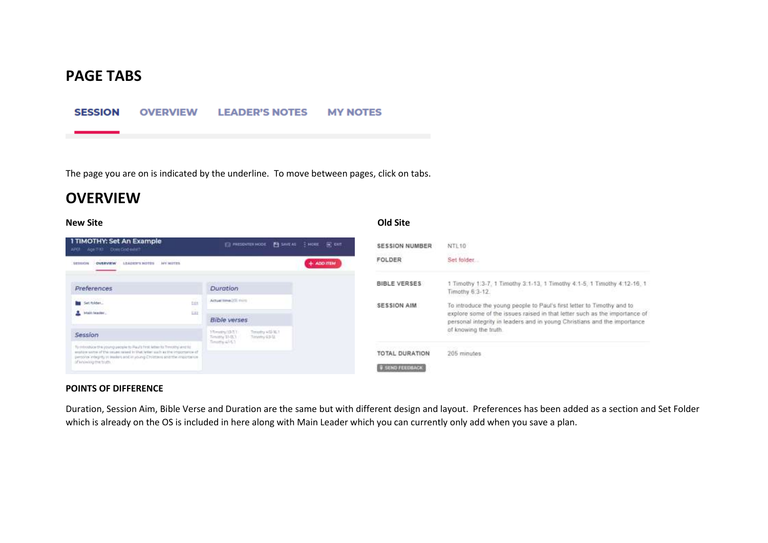# PAGE TABS

SESSION OVERVIEW LEADER'S NOTES MY NOTES

The page you are on is indicated by the underline. To move between pages, click on tabs.

# OVERVIEW

**New Site**

**Old Site**

| SESSION NUMBER | NTL10 |
|---|---|
| FOLDER | Set folder... |
| BIBLE VERSES | 1 Timothy 1:3-7, 1 Timothy 3:1-13, 1 Timothy 4:1-5, 1 Timothy 4:12-16, 1 Timothy 6:3-12 |
| SESSION AIM | To introduce the young people to Paul's first letter to Timothy and to explore some of the issues raised in that letter such as the importance of personal integrity in leaders and in young Christians and the importance of knowing the truth |
| TOTAL DURATION | 205 minutes |

**POINTS OF DIFFERENCE**

Duration, Session Aim, Bible Verse and Duration are the same but with different design and layout. Preferences has been added as a section and Set Folder which is already on the OS is included in here along with Main Leader which you can currently only add when you save a plan.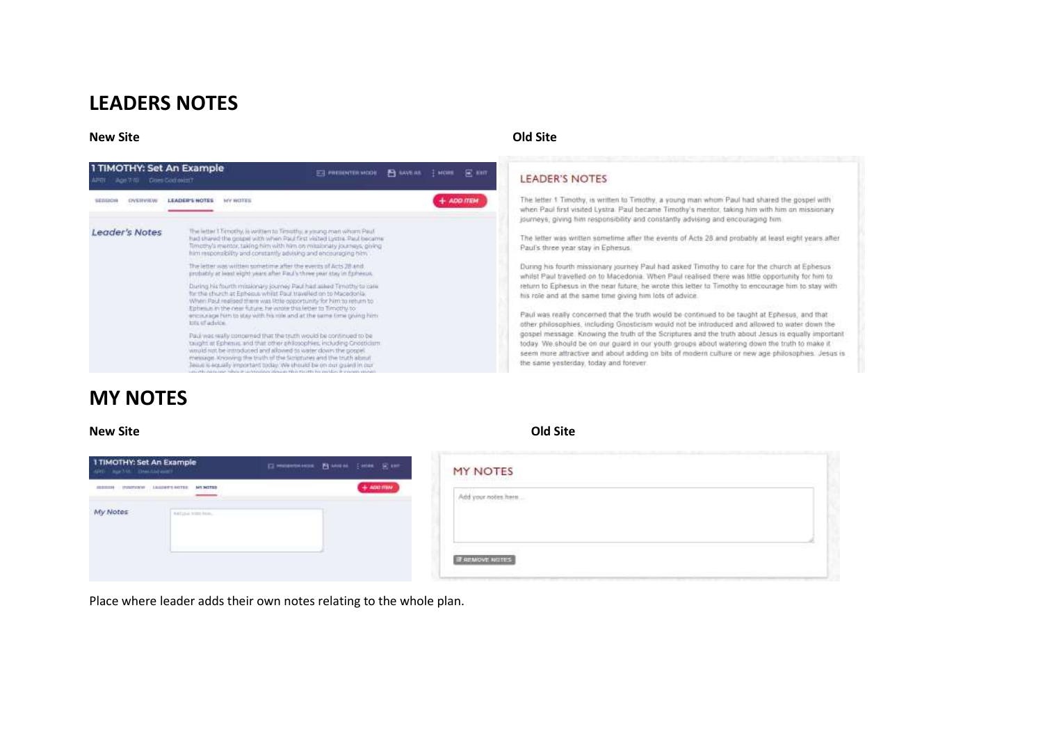# LEADERS NOTES

**New Site** **Old Site**

# MY NOTES

**New Site** **Old Site**

Place where leader adds their own notes relating to the whole plan.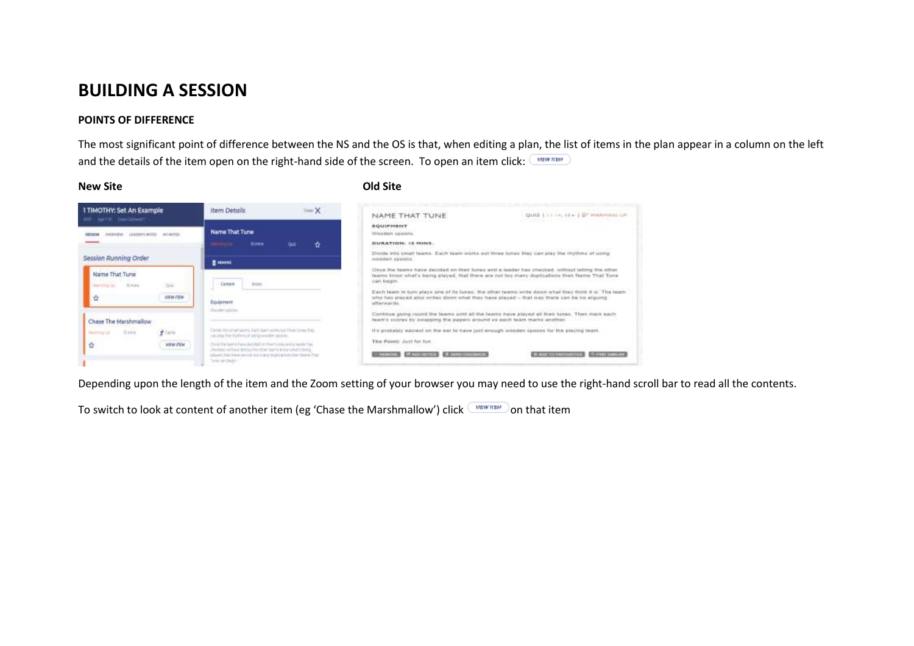# BUILDING A SESSION

## POINTS OF DIFFERENCE

The most significant point of difference between the NS and the OS is that, when editing a plan, the list of items in the plan appear in a column on the left and the details of the item open on the right-hand side of the screen. To open an item click: VIEW ITEM

**New Site** **Old Site**

Depending upon the length of the item and the Zoom setting of your browser you may need to use the right-hand scroll bar to read all the contents.

To switch to look at content of another item (eg 'Chase the Marshmallow') click VIEW ITEM on that item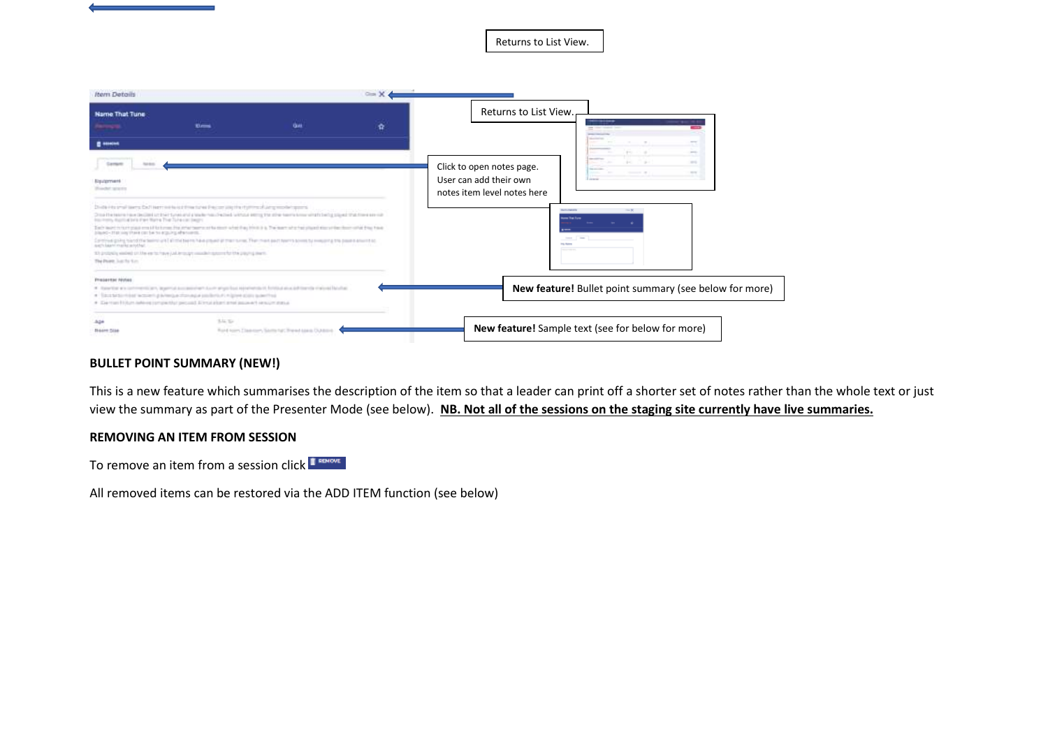Returns to List View.

Returns to List View.

Click to open notes page. User can add their own notes item level notes here

**New feature!** Bullet point summary (see below for more)

**New feature!** Sample text (see for below for more)

**BULLET POINT SUMMARY (NEW!)**

This is a new feature which summarises the description of the item so that a leader can print off a shorter set of notes rather than the whole text or just view the summary as part of the Presenter Mode (see below). **NB. Not all of the sessions on the staging site currently have live summaries.**

**REMOVING AN ITEM FROM SESSION**

To remove an item from a session click REMOVE

All removed items can be restored via the ADD ITEM function (see below)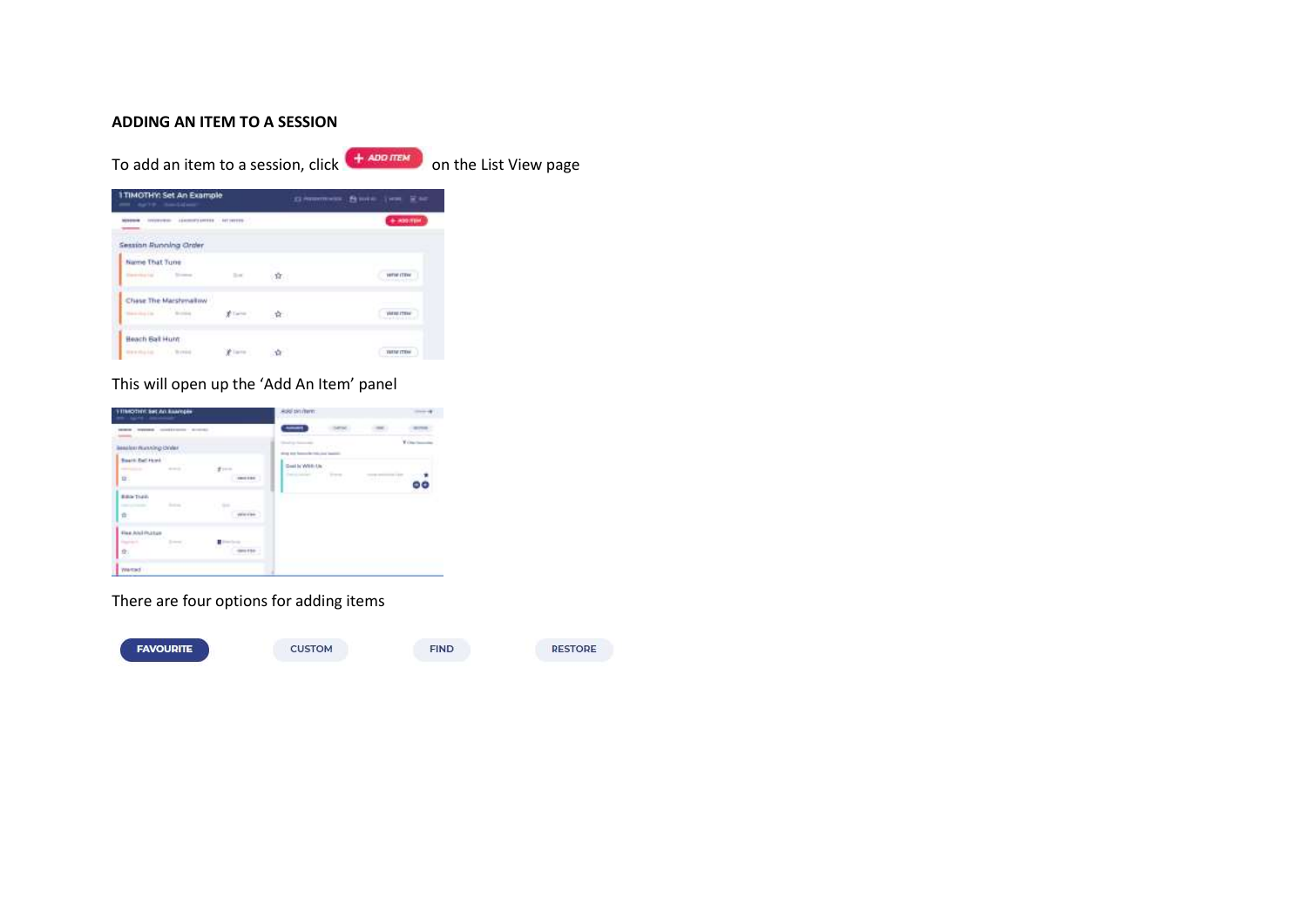**ADDING AN ITEM TO A SESSION**

To add an item to a session, click **+ ADD ITEM** on the List View page

This will open up the 'Add An Item' panel

There are four options for adding items

**FAVOURITE** CUSTOM FIND RESTORE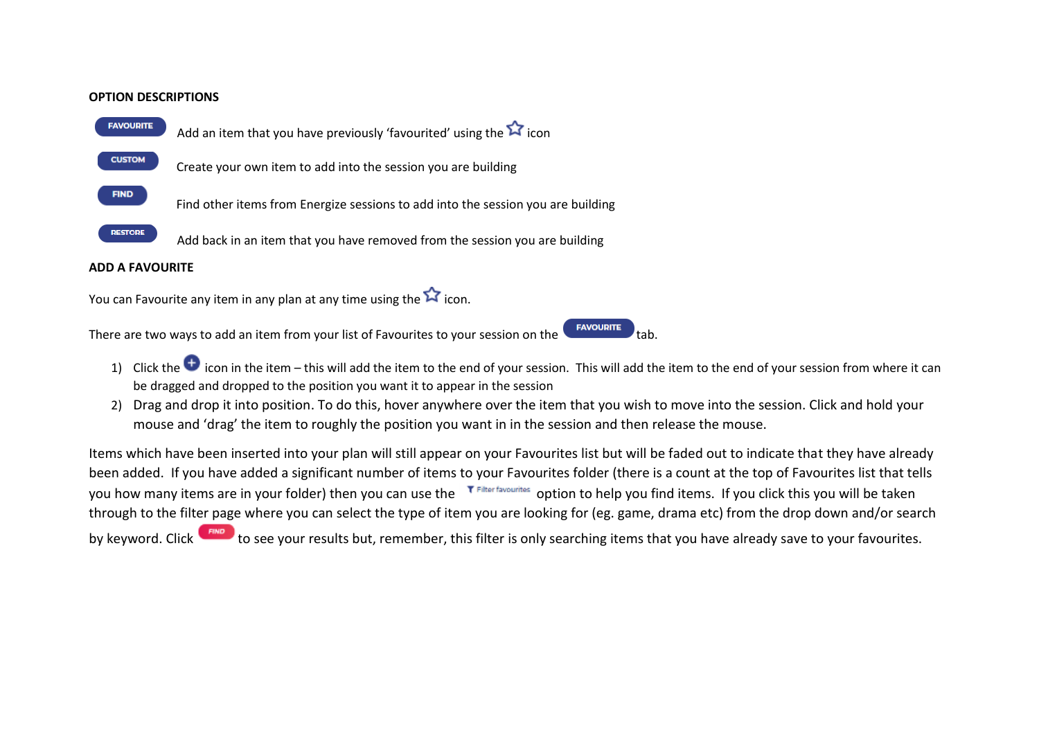## OPTION DESCRIPTIONS

| | |
|---|---|
| FAVOURITE | Add an item that you have previously 'favourited' using the ☆ icon |
| CUSTOM | Create your own item to add into the session you are building |
| FIND | Find other items from Energize sessions to add into the session you are building |
| RESTORE | Add back in an item that you have removed from the session you are building |

## ADD A FAVOURITE

You can Favourite any item in any plan at any time using the ☆ icon.

There are two ways to add an item from your list of Favourites to your session on the FAVOURITE tab.

1) Click the ⊕ icon in the item – this will add the item to the end of your session. This will add the item to the end of your session from where it can be dragged and dropped to the position you want it to appear in the session
2) Drag and drop it into position. To do this, hover anywhere over the item that you wish to move into the session. Click and hold your mouse and 'drag' the item to roughly the position you want in in the session and then release the mouse.

Items which have been inserted into your plan will still appear on your Favourites list but will be faded out to indicate that they have already been added. If you have added a significant number of items to your Favourites folder (there is a count at the top of Favourites list that tells you how many items are in your folder) then you can use the Filter favourites option to help you find items. If you click this you will be taken through to the filter page where you can select the type of item you are looking for (eg. game, drama etc) from the drop down and/or search by keyword. Click FIND to see your results but, remember, this filter is only searching items that you have already save to your favourites.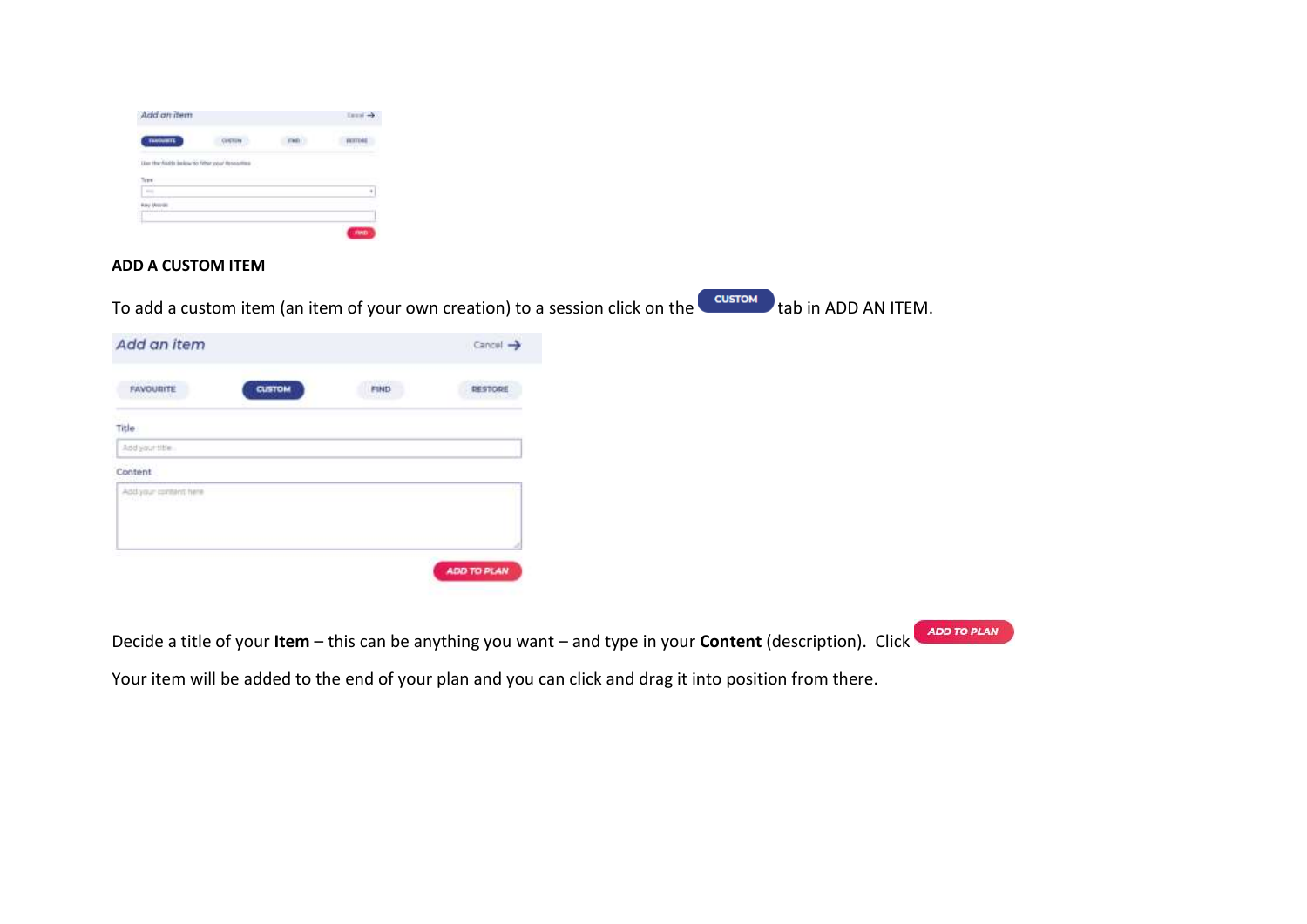## ADD A CUSTOM ITEM

To add a custom item (an item of your own creation) to a session click on the CUSTOM tab in ADD AN ITEM.

Decide a title of your **Item** – this can be anything you want – and type in your **Content** (description). Click ADD TO PLAN

Your item will be added to the end of your plan and you can click and drag it into position from there.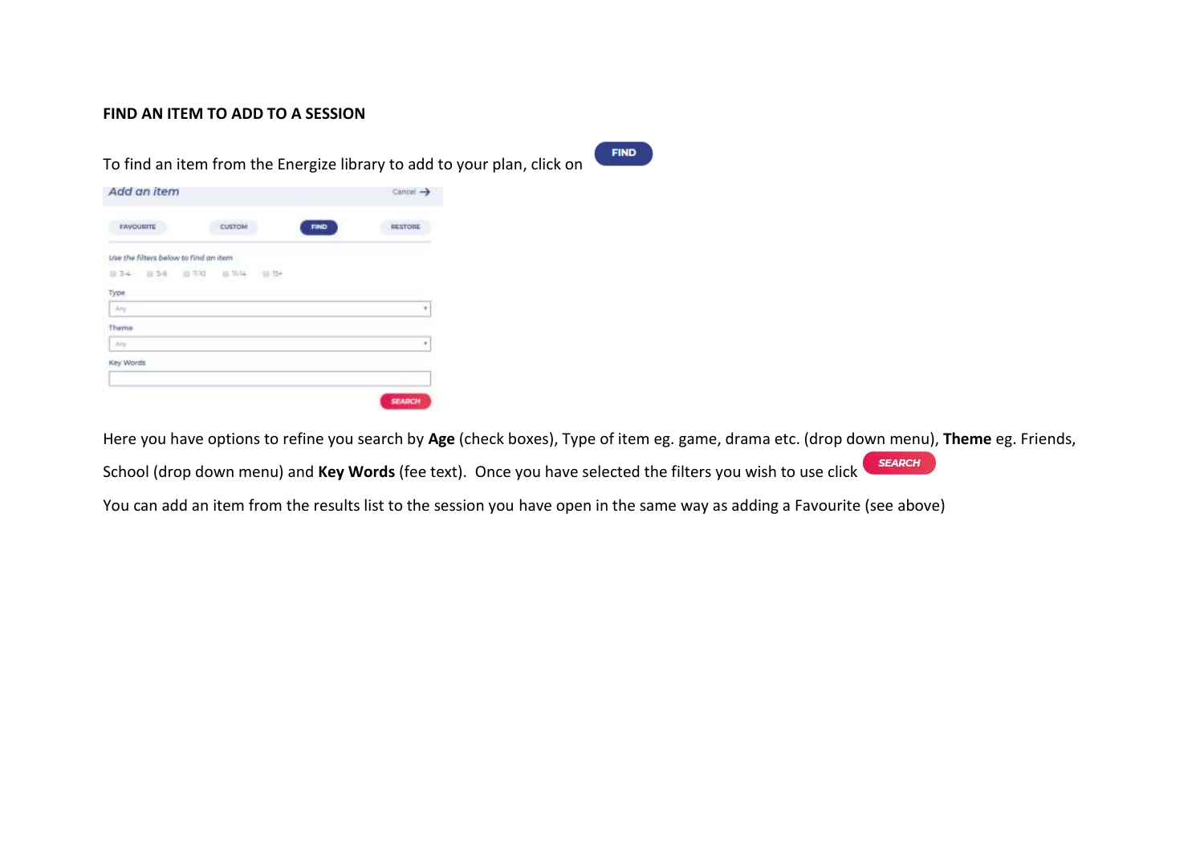**FIND AN ITEM TO ADD TO A SESSION**

To find an item from the Energize library to add to your plan, click on FIND

Here you have options to refine you search by **Age** (check boxes), Type of item eg. game, drama etc. (drop down menu), **Theme** eg. Friends, School (drop down menu) and **Key Words** (fee text). Once you have selected the filters you wish to use click SEARCH

You can add an item from the results list to the session you have open in the same way as adding a Favourite (see above)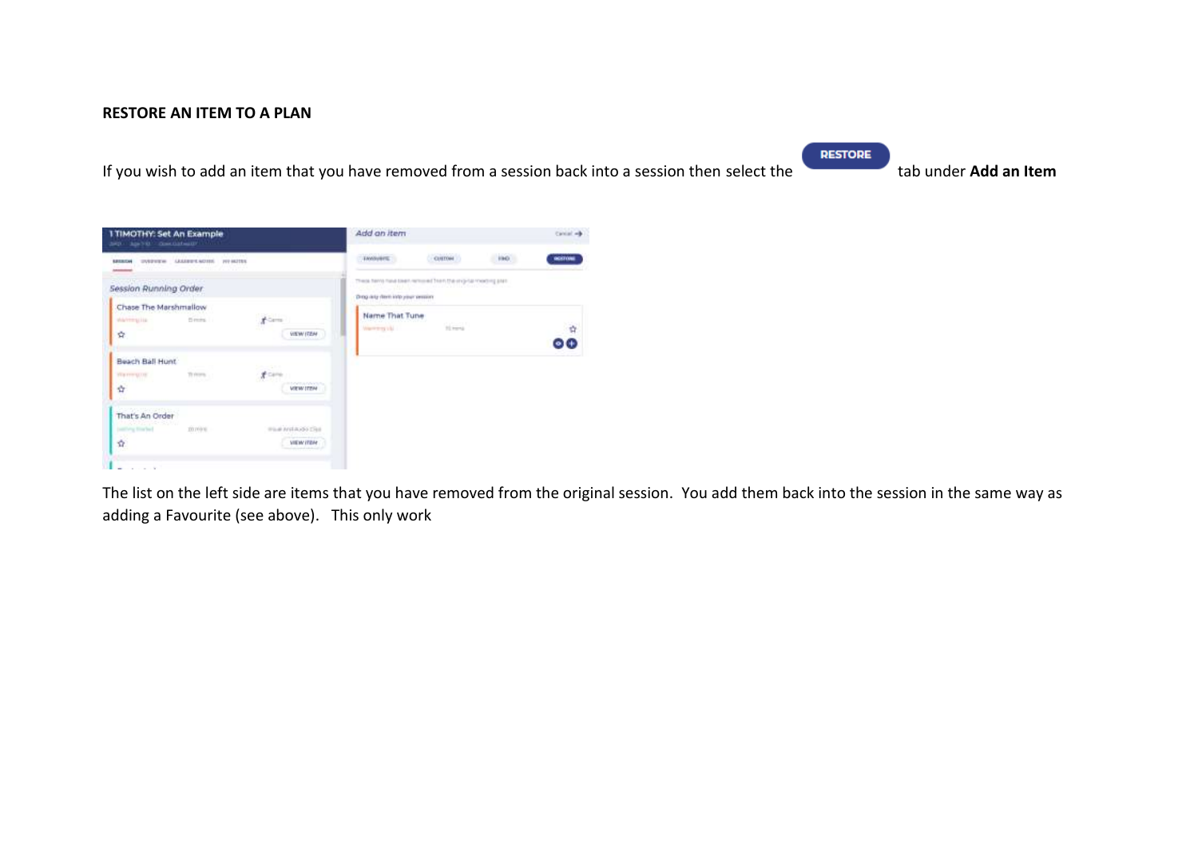**RESTORE AN ITEM TO A PLAN**

If you wish to add an item that you have removed from a session back into a session then select the RESTORE tab under **Add an Item**

The list on the left side are items that you have removed from the original session. You add them back into the session in the same way as adding a Favourite (see above). This only work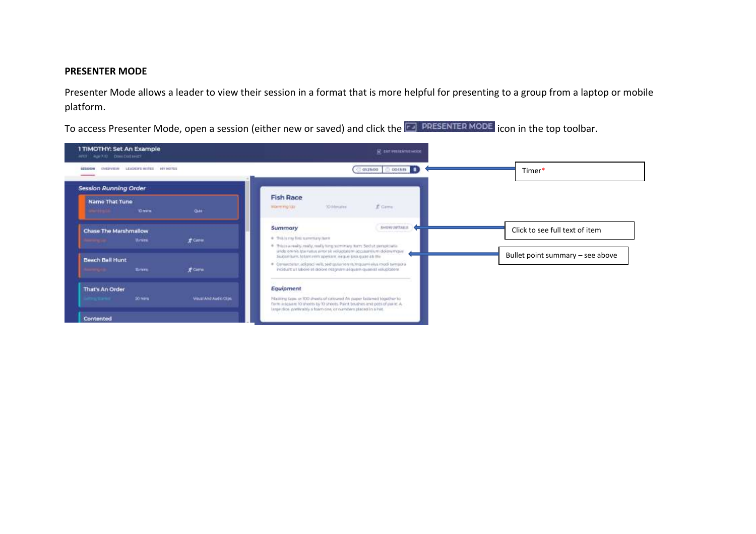**PRESENTER MODE**

Presenter Mode allows a leader to view their session in a format that is more helpful for presenting to a group from a laptop or mobile platform.

To access Presenter Mode, open a session (either new or saved) and click the PRESENTER MODE icon in the top toolbar.

Timer*

Click to see full text of item

Bullet point summary – see above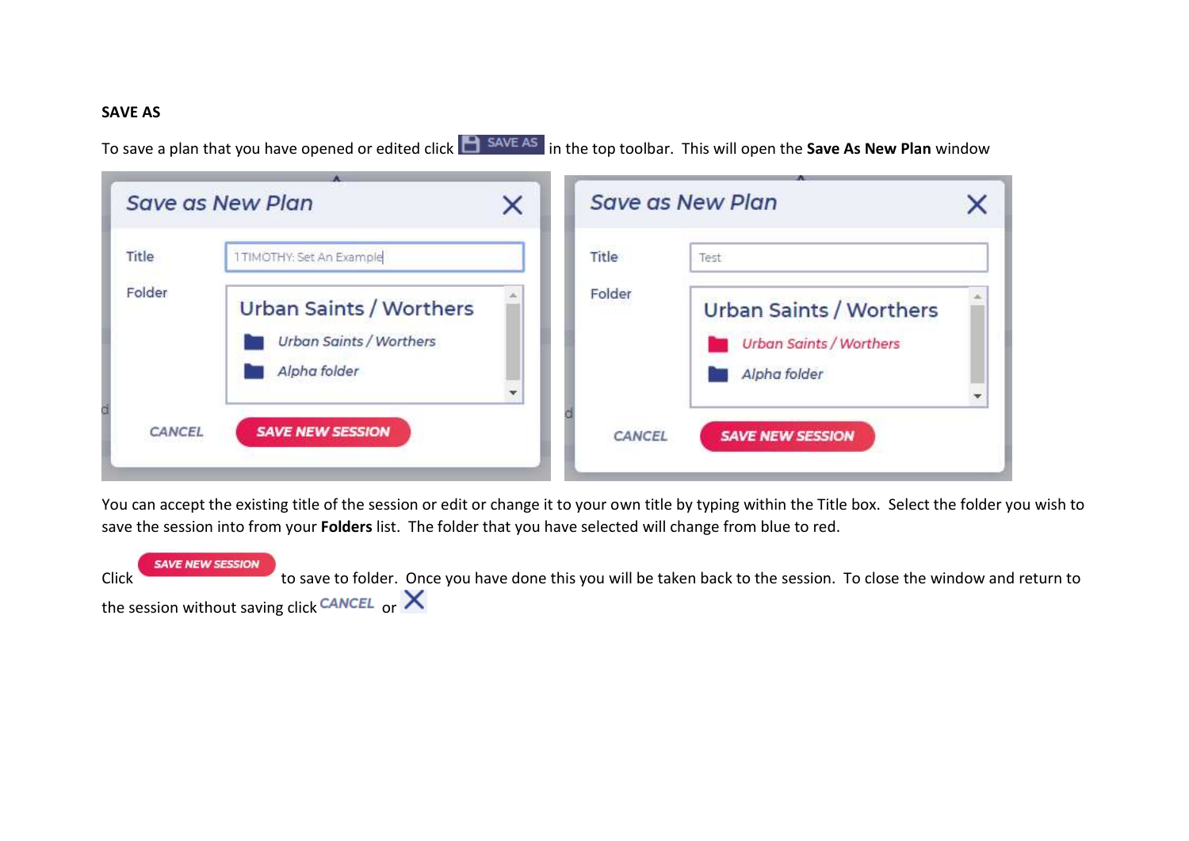**SAVE AS**

To save a plan that you have opened or edited click SAVE AS in the top toolbar. This will open the **Save As New Plan** window

You can accept the existing title of the session or edit or change it to your own title by typing within the Title box. Select the folder you wish to save the session into from your **Folders** list. The folder that you have selected will change from blue to red.

Click SAVE NEW SESSION to save to folder. Once you have done this you will be taken back to the session. To close the window and return to the session without saving click CANCEL or X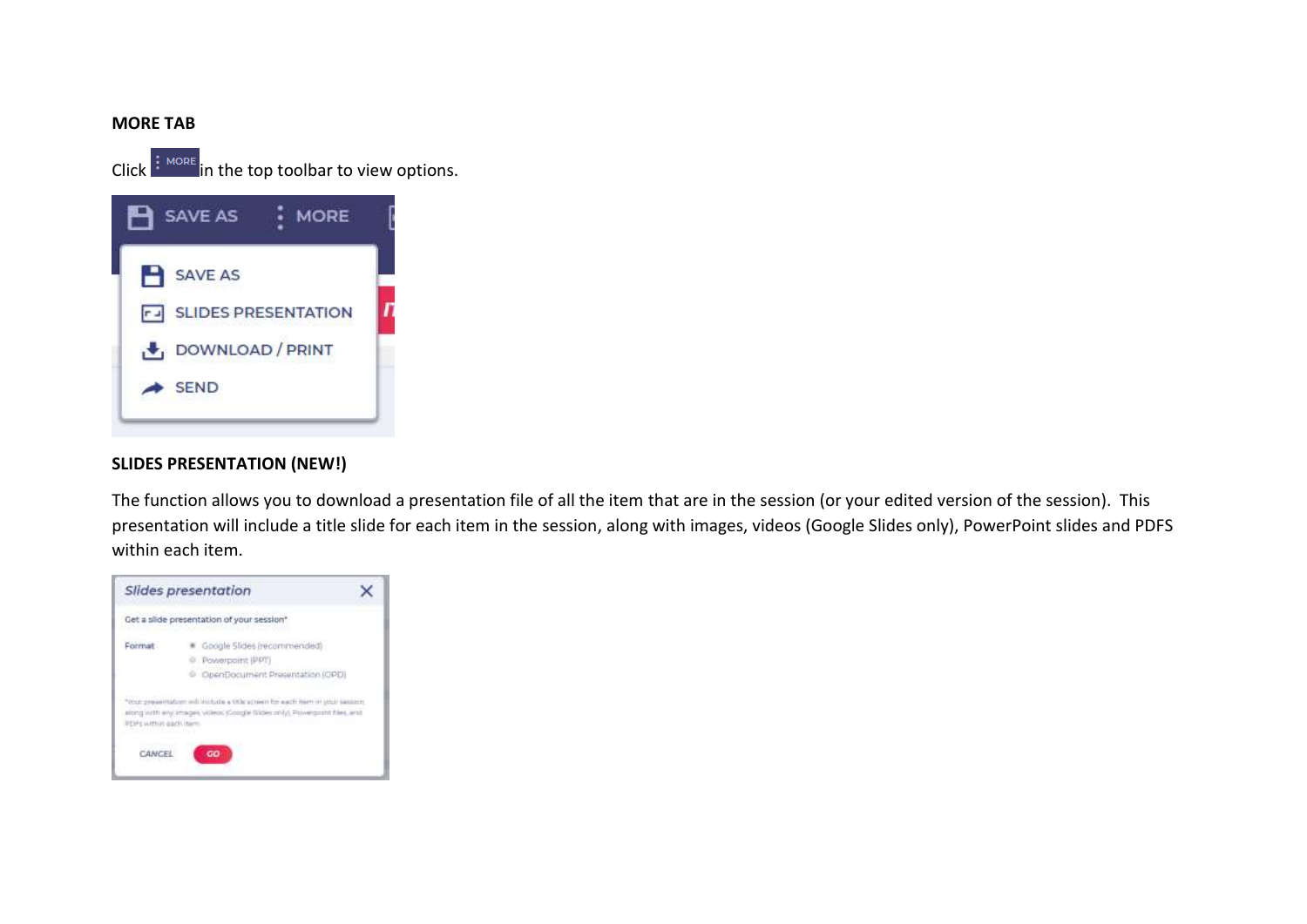**MORE TAB**

Click MORE in the top toolbar to view options.

**SLIDES PRESENTATION (NEW!)**

The function allows you to download a presentation file of all the item that are in the session (or your edited version of the session). This presentation will include a title slide for each item in the session, along with images, videos (Google Slides only), PowerPoint slides and PDFS within each item.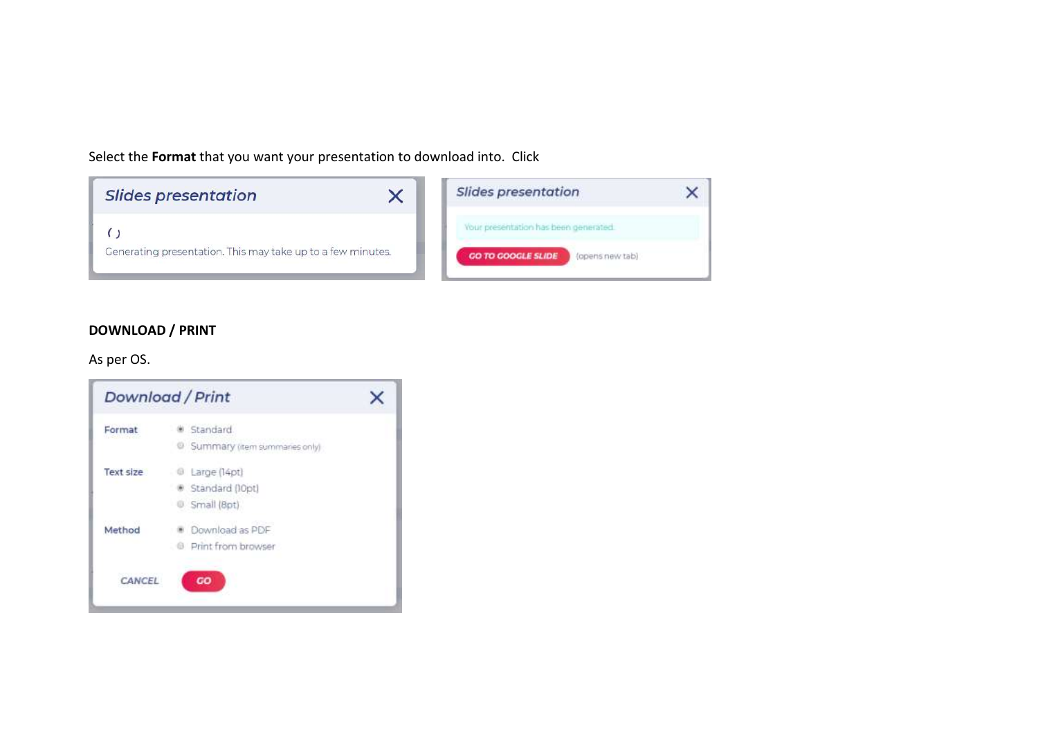Select the **Format** that you want your presentation to download into. Click

Slides presentation

Generating presentation. This may take up to a few minutes.

Slides presentation

Your presentation has been generated.

GO TO GOOGLE SLIDE (opens new tab)

**DOWNLOAD / PRINT**

As per OS.

Download / Print

Format
- Standard
- Summary (item summaries only)

Text size
- Large (14pt)
- Standard (10pt)
- Small (8pt)

Method
- Download as PDF
- Print from browser

CANCEL GO